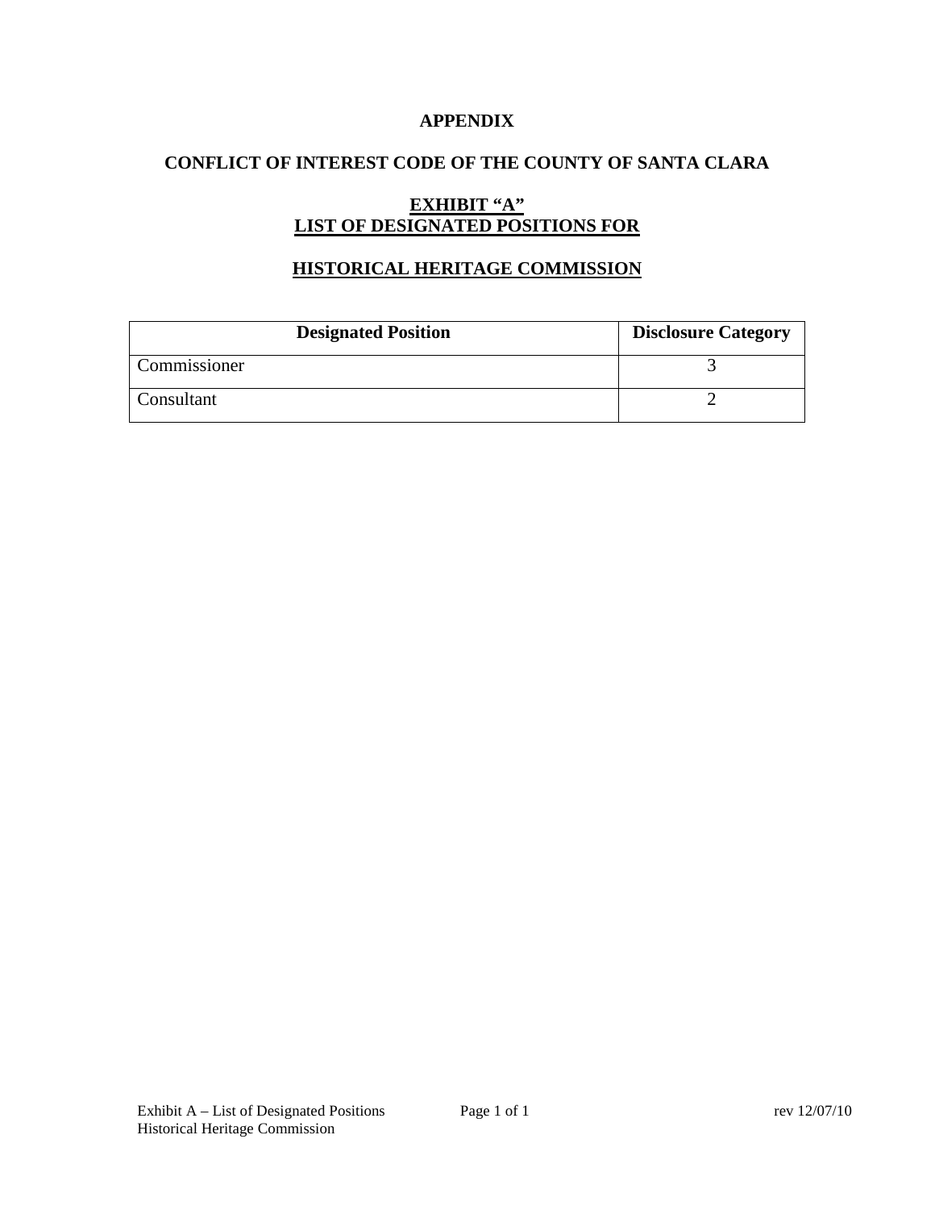# APPENDIX

## CONFLICT OF INTEREST CODE OF THE COUNTY OF SANTA CLARA

## EXHIBIT "A"
## LIST OF DESIGNATED POSITIONS FOR

## HISTORICAL HERITAGE COMMISSION

| Designated Position | Disclosure Category |
|---|---|
| Commissioner | 3 |
| Consultant | 2 |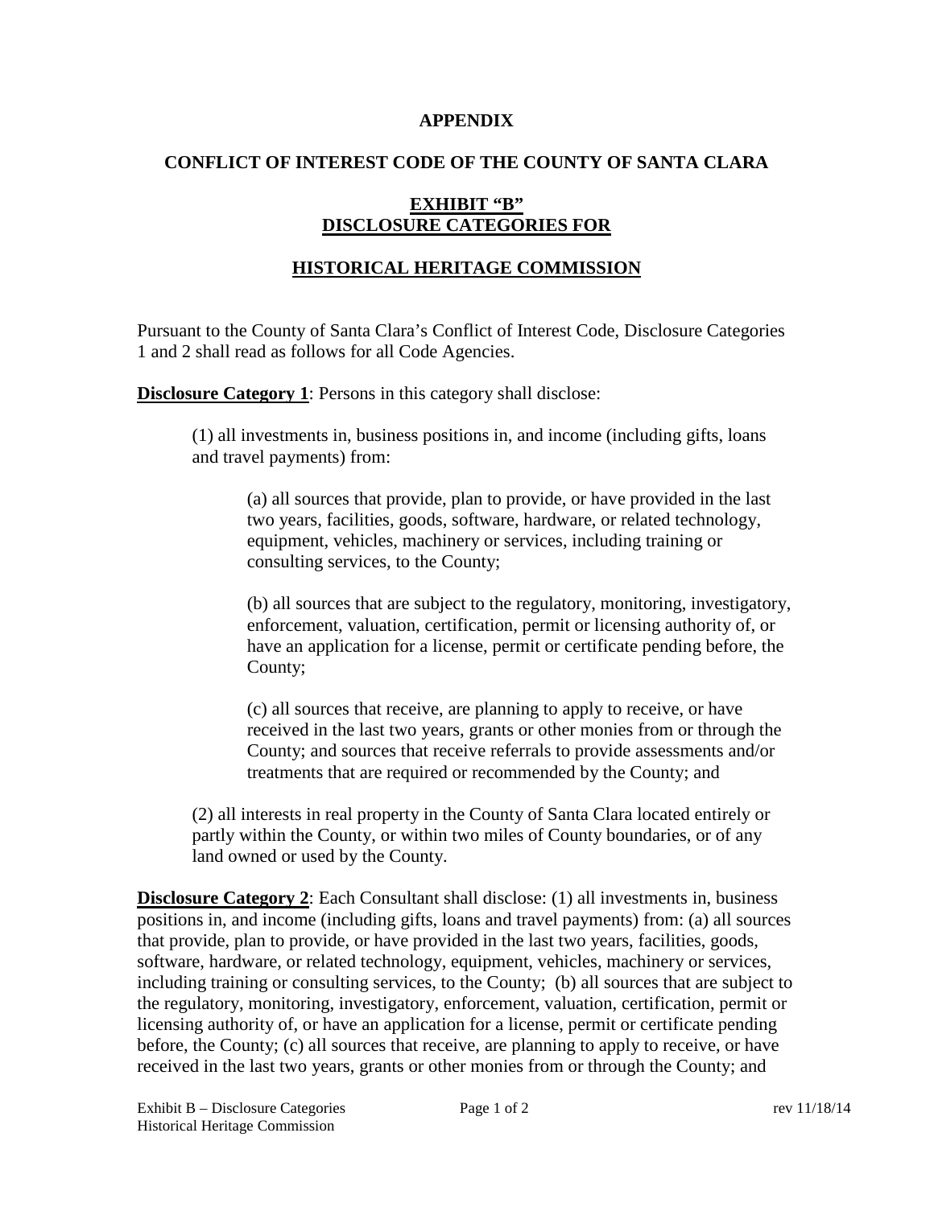**APPENDIX**

**CONFLICT OF INTEREST CODE OF THE COUNTY OF SANTA CLARA**

**EXHIBIT "B"**
**DISCLOSURE CATEGORIES FOR**

**HISTORICAL HERITAGE COMMISSION**

Pursuant to the County of Santa Clara's Conflict of Interest Code, Disclosure Categories 1 and 2 shall read as follows for all Code Agencies.

**Disclosure Category 1**: Persons in this category shall disclose:

(1) all investments in, business positions in, and income (including gifts, loans and travel payments) from:

(a) all sources that provide, plan to provide, or have provided in the last two years, facilities, goods, software, hardware, or related technology, equipment, vehicles, machinery or services, including training or consulting services, to the County;

(b) all sources that are subject to the regulatory, monitoring, investigatory, enforcement, valuation, certification, permit or licensing authority of, or have an application for a license, permit or certificate pending before, the County;

(c) all sources that receive, are planning to apply to receive, or have received in the last two years, grants or other monies from or through the County; and sources that receive referrals to provide assessments and/or treatments that are required or recommended by the County; and

(2) all interests in real property in the County of Santa Clara located entirely or partly within the County, or within two miles of County boundaries, or of any land owned or used by the County.

**Disclosure Category 2**: Each Consultant shall disclose: (1) all investments in, business positions in, and income (including gifts, loans and travel payments) from: (a) all sources that provide, plan to provide, or have provided in the last two years, facilities, goods, software, hardware, or related technology, equipment, vehicles, machinery or services, including training or consulting services, to the County; (b) all sources that are subject to the regulatory, monitoring, investigatory, enforcement, valuation, certification, permit or licensing authority of, or have an application for a license, permit or certificate pending before, the County; (c) all sources that receive, are planning to apply to receive, or have received in the last two years, grants or other monies from or through the County; and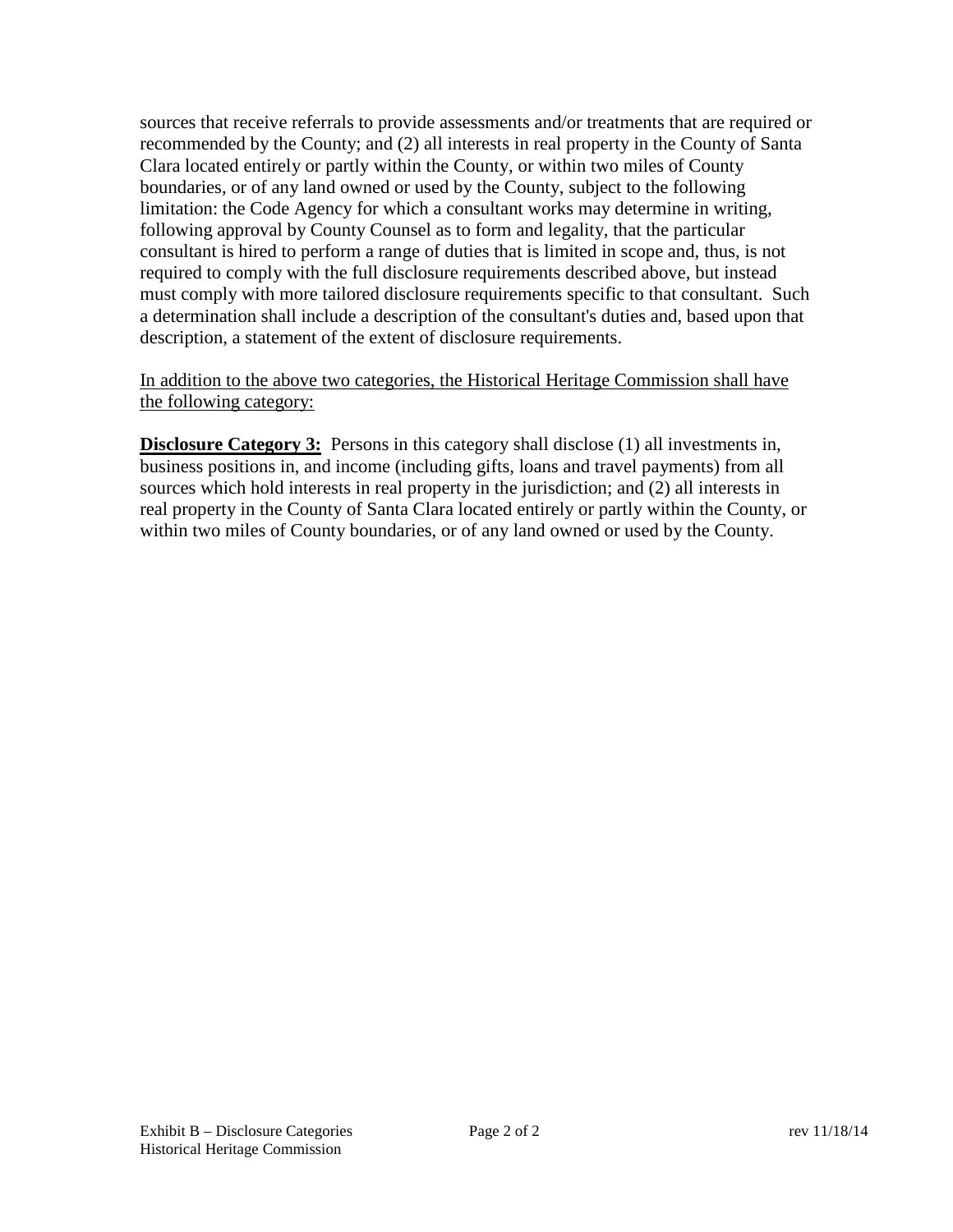sources that receive referrals to provide assessments and/or treatments that are required or recommended by the County; and (2) all interests in real property in the County of Santa Clara located entirely or partly within the County, or within two miles of County boundaries, or of any land owned or used by the County, subject to the following limitation: the Code Agency for which a consultant works may determine in writing, following approval by County Counsel as to form and legality, that the particular consultant is hired to perform a range of duties that is limited in scope and, thus, is not required to comply with the full disclosure requirements described above, but instead must comply with more tailored disclosure requirements specific to that consultant. Such a determination shall include a description of the consultant's duties and, based upon that description, a statement of the extent of disclosure requirements.

<u>In addition to the above two categories, the Historical Heritage Commission shall have the following category:</u>

**<u>Disclosure Category 3:</u>** Persons in this category shall disclose (1) all investments in, business positions in, and income (including gifts, loans and travel payments) from all sources which hold interests in real property in the jurisdiction; and (2) all interests in real property in the County of Santa Clara located entirely or partly within the County, or within two miles of County boundaries, or of any land owned or used by the County.